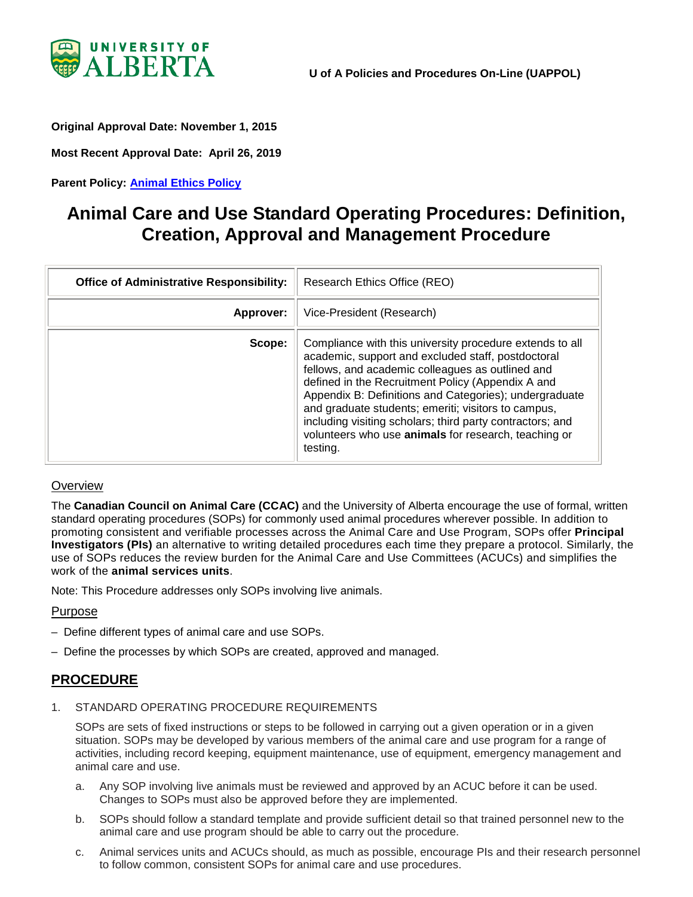UNIVERSITY OF ALBERTA

U of A Policies and Procedures On-Line (UAPPOL)

**Original Approval Date: November 1, 2015**

**Most Recent Approval Date: April 26, 2019**

**Parent Policy: Animal Ethics Policy**

# Animal Care and Use Standard Operating Procedures: Definition, Creation, Approval and Management Procedure

| | |
|---|---|
| **Office of Administrative Responsibility:** | Research Ethics Office (REO) |
| **Approver:** | Vice-President (Research) |
| **Scope:** | Compliance with this university procedure extends to all academic, support and excluded staff, postdoctoral fellows, and academic colleagues as outlined and defined in the Recruitment Policy (Appendix A and Appendix B: Definitions and Categories); undergraduate and graduate students; emeriti; visitors to campus, including visiting scholars; third party contractors; and volunteers who use **animals** for research, teaching or testing. |

## Overview

The **Canadian Council on Animal Care (CCAC)** and the University of Alberta encourage the use of formal, written standard operating procedures (SOPs) for commonly used animal procedures wherever possible. In addition to promoting consistent and verifiable processes across the Animal Care and Use Program, SOPs offer **Principal Investigators (PIs)** an alternative to writing detailed procedures each time they prepare a protocol. Similarly, the use of SOPs reduces the review burden for the Animal Care and Use Committees (ACUCs) and simplifies the work of the **animal services units**.

Note: This Procedure addresses only SOPs involving live animals.

## Purpose

– Define different types of animal care and use SOPs.

– Define the processes by which SOPs are created, approved and managed.

## PROCEDURE

1. STANDARD OPERATING PROCEDURE REQUIREMENTS

   SOPs are sets of fixed instructions or steps to be followed in carrying out a given operation or in a given situation. SOPs may be developed by various members of the animal care and use program for a range of activities, including record keeping, equipment maintenance, use of equipment, emergency management and animal care and use.

   a. Any SOP involving live animals must be reviewed and approved by an ACUC before it can be used. Changes to SOPs must also be approved before they are implemented.

   b. SOPs should follow a standard template and provide sufficient detail so that trained personnel new to the animal care and use program should be able to carry out the procedure.

   c. Animal services units and ACUCs should, as much as possible, encourage PIs and their research personnel to follow common, consistent SOPs for animal care and use procedures.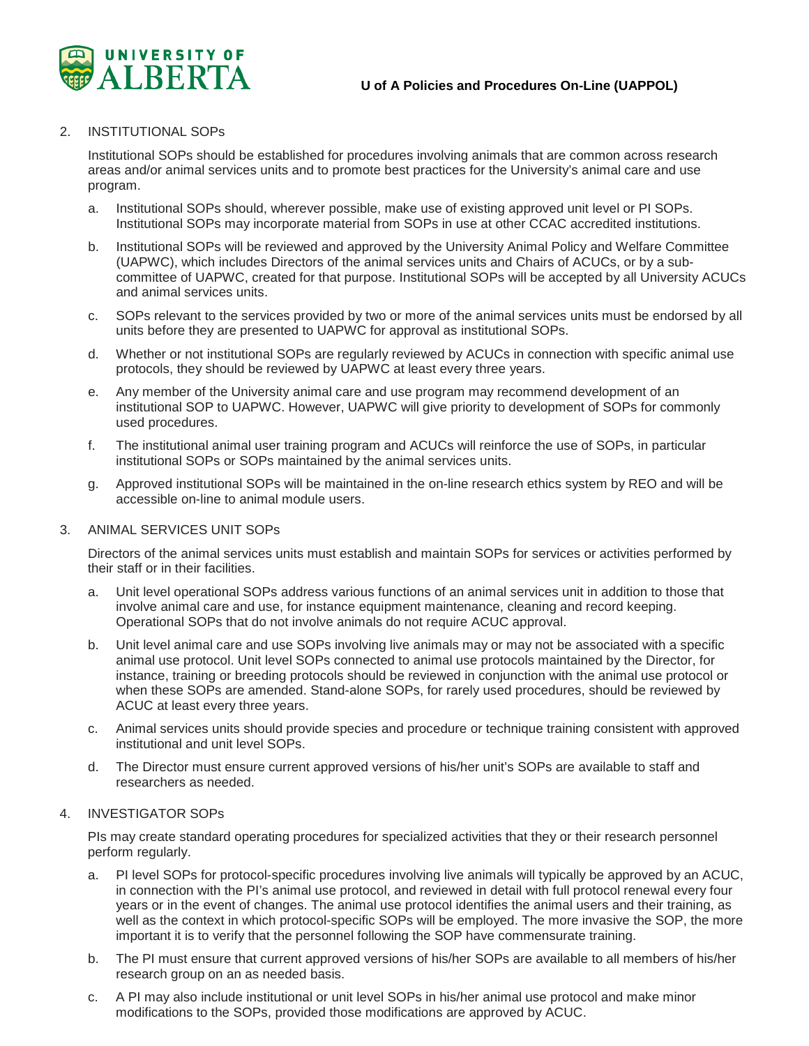## 2. INSTITUTIONAL SOPs

Institutional SOPs should be established for procedures involving animals that are common across research areas and/or animal services units and to promote best practices for the University's animal care and use program.

a. Institutional SOPs should, wherever possible, make use of existing approved unit level or PI SOPs. Institutional SOPs may incorporate material from SOPs in use at other CCAC accredited institutions.

b. Institutional SOPs will be reviewed and approved by the University Animal Policy and Welfare Committee (UAPWC), which includes Directors of the animal services units and Chairs of ACUCs, or by a sub-committee of UAPWC, created for that purpose. Institutional SOPs will be accepted by all University ACUCs and animal services units.

c. SOPs relevant to the services provided by two or more of the animal services units must be endorsed by all units before they are presented to UAPWC for approval as institutional SOPs.

d. Whether or not institutional SOPs are regularly reviewed by ACUCs in connection with specific animal use protocols, they should be reviewed by UAPWC at least every three years.

e. Any member of the University animal care and use program may recommend development of an institutional SOP to UAPWC. However, UAPWC will give priority to development of SOPs for commonly used procedures.

f. The institutional animal user training program and ACUCs will reinforce the use of SOPs, in particular institutional SOPs or SOPs maintained by the animal services units.

g. Approved institutional SOPs will be maintained in the on-line research ethics system by REO and will be accessible on-line to animal module users.

## 3. ANIMAL SERVICES UNIT SOPs

Directors of the animal services units must establish and maintain SOPs for services or activities performed by their staff or in their facilities.

a. Unit level operational SOPs address various functions of an animal services unit in addition to those that involve animal care and use, for instance equipment maintenance, cleaning and record keeping. Operational SOPs that do not involve animals do not require ACUC approval.

b. Unit level animal care and use SOPs involving live animals may or may not be associated with a specific animal use protocol. Unit level SOPs connected to animal use protocols maintained by the Director, for instance, training or breeding protocols should be reviewed in conjunction with the animal use protocol or when these SOPs are amended. Stand-alone SOPs, for rarely used procedures, should be reviewed by ACUC at least every three years.

c. Animal services units should provide species and procedure or technique training consistent with approved institutional and unit level SOPs.

d. The Director must ensure current approved versions of his/her unit's SOPs are available to staff and researchers as needed.

## 4. INVESTIGATOR SOPs

PIs may create standard operating procedures for specialized activities that they or their research personnel perform regularly.

a. PI level SOPs for protocol-specific procedures involving live animals will typically be approved by an ACUC, in connection with the PI's animal use protocol, and reviewed in detail with full protocol renewal every four years or in the event of changes. The animal use protocol identifies the animal users and their training, as well as the context in which protocol-specific SOPs will be employed. The more invasive the SOP, the more important it is to verify that the personnel following the SOP have commensurate training.

b. The PI must ensure that current approved versions of his/her SOPs are available to all members of his/her research group on an as needed basis.

c. A PI may also include institutional or unit level SOPs in his/her animal use protocol and make minor modifications to the SOPs, provided those modifications are approved by ACUC.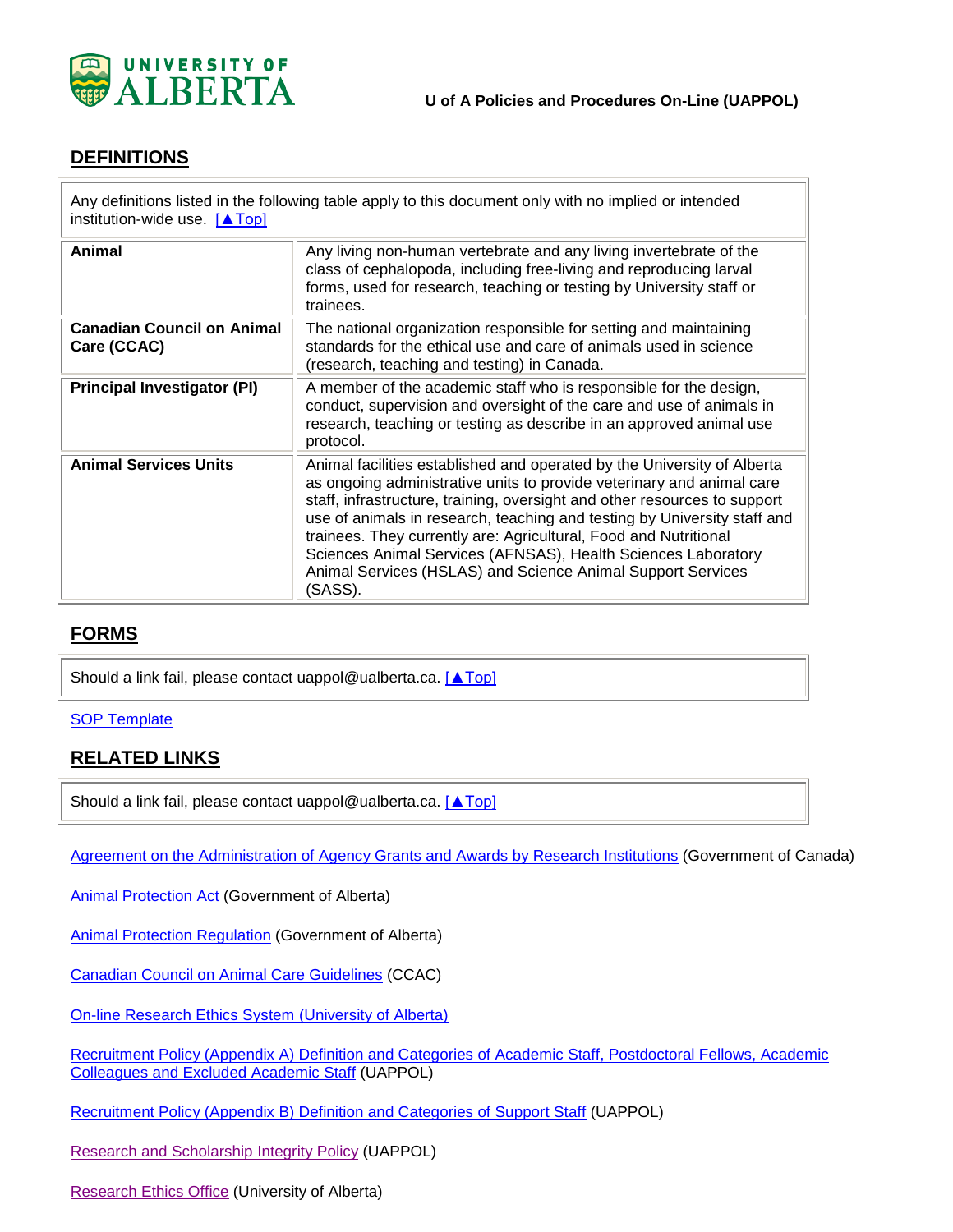## DEFINITIONS

Any definitions listed in the following table apply to this document only with no implied or intended institution-wide use. [▲Top]

| | |
|---|---|
| **Animal** | Any living non-human vertebrate and any living invertebrate of the class of cephalopoda, including free-living and reproducing larval forms, used for research, teaching or testing by University staff or trainees. |
| **Canadian Council on Animal Care (CCAC)** | The national organization responsible for setting and maintaining standards for the ethical use and care of animals used in science (research, teaching and testing) in Canada. |
| **Principal Investigator (PI)** | A member of the academic staff who is responsible for the design, conduct, supervision and oversight of the care and use of animals in research, teaching or testing as describe in an approved animal use protocol. |
| **Animal Services Units** | Animal facilities established and operated by the University of Alberta as ongoing administrative units to provide veterinary and animal care staff, infrastructure, training, oversight and other resources to support use of animals in research, teaching and testing by University staff and trainees. They currently are: Agricultural, Food and Nutritional Sciences Animal Services (AFNSAS), Health Sciences Laboratory Animal Services (HSLAS) and Science Animal Support Services (SASS). |

## FORMS

Should a link fail, please contact uappol@ualberta.ca. [▲Top]

SOP Template

## RELATED LINKS

Should a link fail, please contact uappol@ualberta.ca. [▲Top]

Agreement on the Administration of Agency Grants and Awards by Research Institutions (Government of Canada)

Animal Protection Act (Government of Alberta)

Animal Protection Regulation (Government of Alberta)

Canadian Council on Animal Care Guidelines (CCAC)

On-line Research Ethics System (University of Alberta)

Recruitment Policy (Appendix A) Definition and Categories of Academic Staff, Postdoctoral Fellows, Academic Colleagues and Excluded Academic Staff (UAPPOL)

Recruitment Policy (Appendix B) Definition and Categories of Support Staff (UAPPOL)

Research and Scholarship Integrity Policy (UAPPOL)

Research Ethics Office (University of Alberta)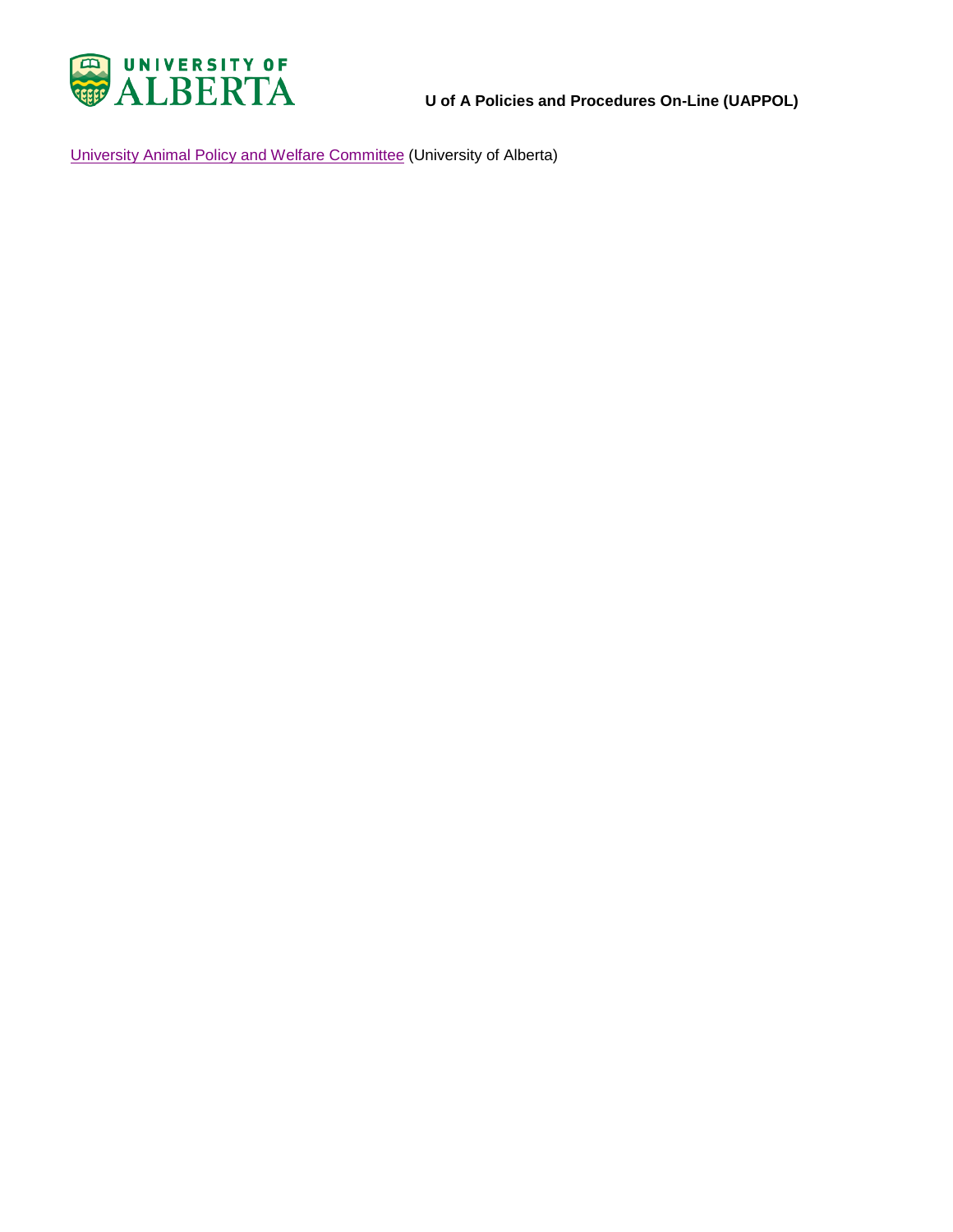University Animal Policy and Welfare Committee (University of Alberta)